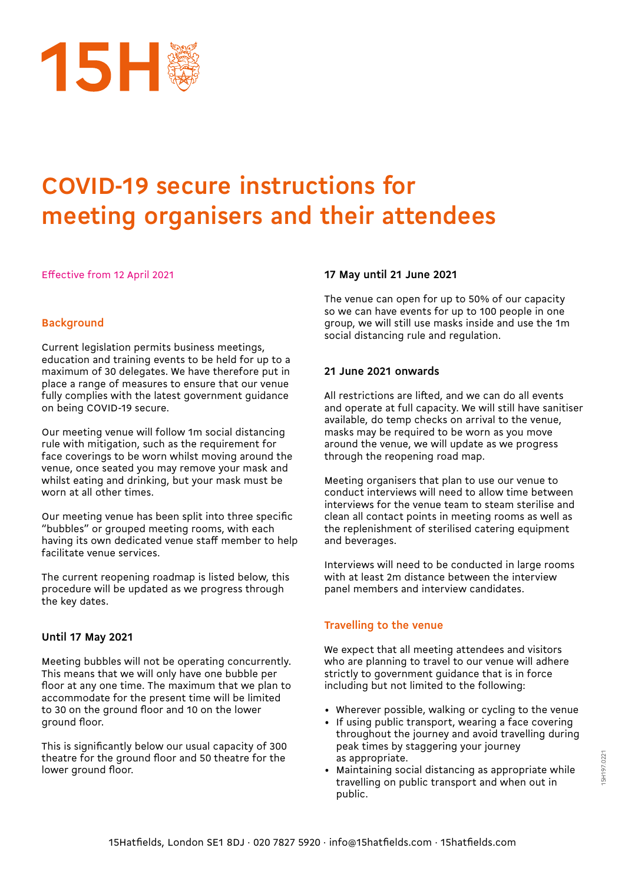# COVID-19 secure instructions for meeting organisers and their attendees

Effective from 12 April 2021

## Background

Current legislation permits business meetings, education and training events to be held for up to a maximum of 30 delegates. We have therefore put in place a range of measures to ensure that our venue fully complies with the latest government guidance on being COVID-19 secure.

Our meeting venue will follow 1m social distancing rule with mitigation, such as the requirement for face coverings to be worn whilst moving around the venue, once seated you may remove your mask and whilst eating and drinking, but your mask must be worn at all other times.

Our meeting venue has been split into three specific "bubbles" or grouped meeting rooms, with each having its own dedicated venue staff member to help facilitate venue services.

The current reopening roadmap is listed below, this procedure will be updated as we progress through the key dates.

### Until 17 May 2021

Meeting bubbles will not be operating concurrently. This means that we will only have one bubble per floor at any one time. The maximum that we plan to accommodate for the present time will be limited to 30 on the ground floor and 10 on the lower ground floor.

This is significantly below our usual capacity of 300 theatre for the ground floor and 50 theatre for the lower ground floor.

### 17 May until 21 June 2021

The venue can open for up to 50% of our capacity so we can have events for up to 100 people in one group, we will still use masks inside and use the 1m social distancing rule and regulation.

### 21 June 2021 onwards

All restrictions are lifted, and we can do all events and operate at full capacity. We will still have sanitiser available, do temp checks on arrival to the venue, masks may be required to be worn as you move around the venue, we will update as we progress through the reopening road map.

Meeting organisers that plan to use our venue to conduct interviews will need to allow time between interviews for the venue team to steam sterilise and clean all contact points in meeting rooms as well as the replenishment of sterilised catering equipment and beverages.

Interviews will need to be conducted in large rooms with at least 2m distance between the interview panel members and interview candidates.

## Travelling to the venue

We expect that all meeting attendees and visitors who are planning to travel to our venue will adhere strictly to government guidance that is in force including but not limited to the following:

- Wherever possible, walking or cycling to the venue
- If using public transport, wearing a face covering throughout the journey and avoid travelling during peak times by staggering your journey as appropriate.
- Maintaining social distancing as appropriate while travelling on public transport and when out in public.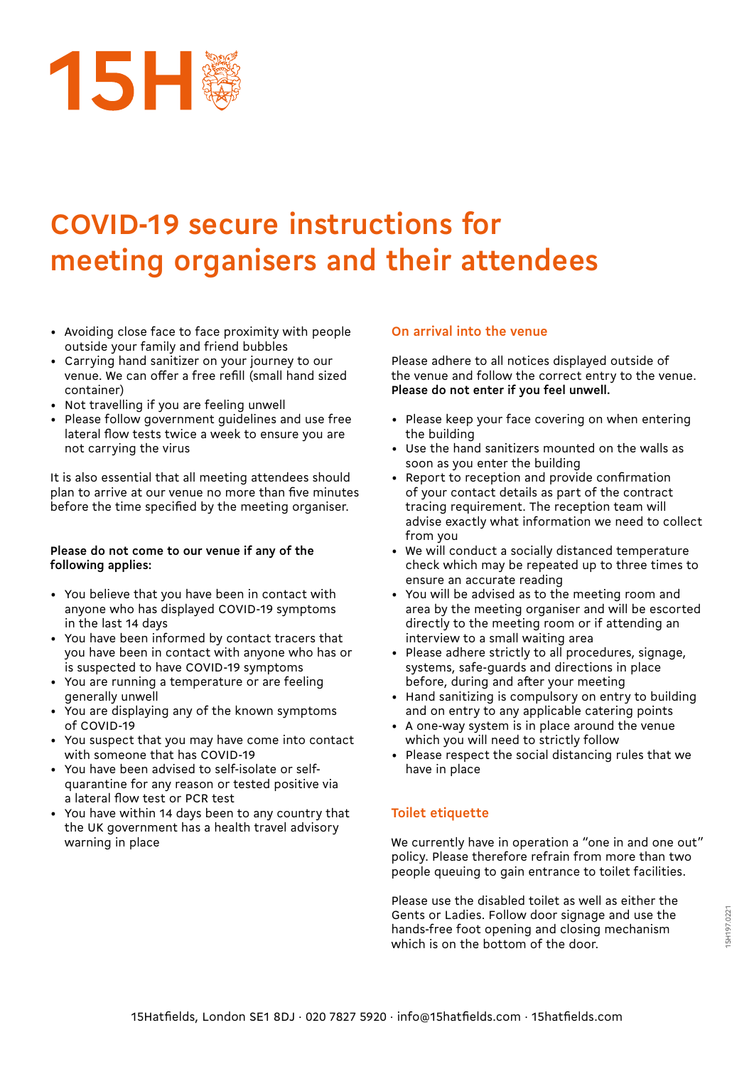# COVID-19 secure instructions for meeting organisers and their attendees

- Avoiding close face to face proximity with people outside your family and friend bubbles
- Carrying hand sanitizer on your journey to our venue. We can offer a free refill (small hand sized container)
- Not travelling if you are feeling unwell
- Please follow government guidelines and use free lateral flow tests twice a week to ensure you are not carrying the virus

It is also essential that all meeting attendees should plan to arrive at our venue no more than five minutes before the time specified by the meeting organiser.

**Please do not come to our venue if any of the following applies:**

- You believe that you have been in contact with anyone who has displayed COVID-19 symptoms in the last 14 days
- You have been informed by contact tracers that you have been in contact with anyone who has or is suspected to have COVID-19 symptoms
- You are running a temperature or are feeling generally unwell
- You are displaying any of the known symptoms of COVID-19
- You suspect that you may have come into contact with someone that has COVID-19
- You have been advised to self-isolate or self-quarantine for any reason or tested positive via a lateral flow test or PCR test
- You have within 14 days been to any country that the UK government has a health travel advisory warning in place

## On arrival into the venue

Please adhere to all notices displayed outside of the venue and follow the correct entry to the venue. **Please do not enter if you feel unwell.**

- Please keep your face covering on when entering the building
- Use the hand sanitizers mounted on the walls as soon as you enter the building
- Report to reception and provide confirmation of your contact details as part of the contract tracing requirement. The reception team will advise exactly what information we need to collect from you
- We will conduct a socially distanced temperature check which may be repeated up to three times to ensure an accurate reading
- You will be advised as to the meeting room and area by the meeting organiser and will be escorted directly to the meeting room or if attending an interview to a small waiting area
- Please adhere strictly to all procedures, signage, systems, safe-guards and directions in place before, during and after your meeting
- Hand sanitizing is compulsory on entry to building and on entry to any applicable catering points
- A one-way system is in place around the venue which you will need to strictly follow
- Please respect the social distancing rules that we have in place

## Toilet etiquette

We currently have in operation a "one in and one out" policy. Please therefore refrain from more than two people queuing to gain entrance to toilet facilities.

Please use the disabled toilet as well as either the Gents or Ladies. Follow door signage and use the hands-free foot opening and closing mechanism which is on the bottom of the door.

15Hatfields, London SE1 8DJ · 020 7827 5920 · info@15hatfields.com · 15hatfields.com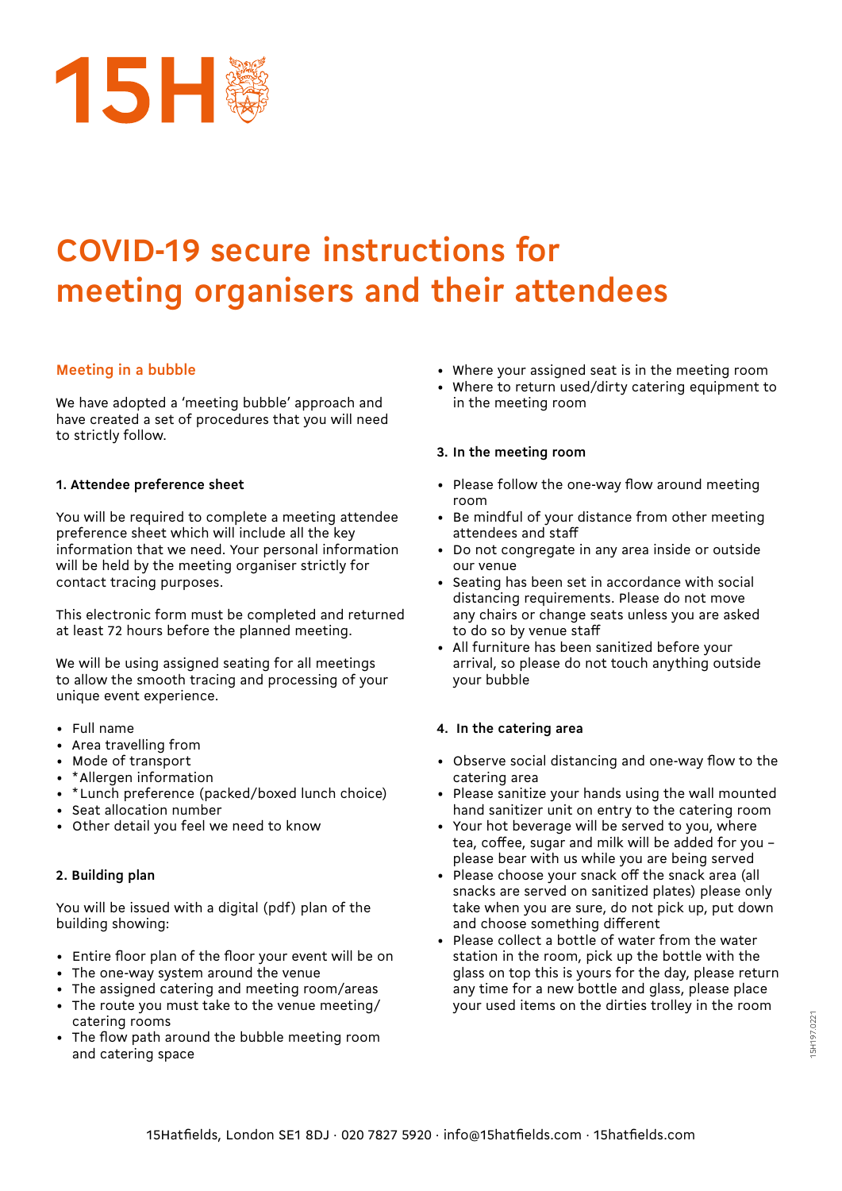# COVID-19 secure instructions for meeting organisers and their attendees

## Meeting in a bubble

We have adopted a 'meeting bubble' approach and have created a set of procedures that you will need to strictly follow.

### 1. Attendee preference sheet

You will be required to complete a meeting attendee preference sheet which will include all the key information that we need. Your personal information will be held by the meeting organiser strictly for contact tracing purposes.

This electronic form must be completed and returned at least 72 hours before the planned meeting.

We will be using assigned seating for all meetings to allow the smooth tracing and processing of your unique event experience.

- Full name
- Area travelling from
- Mode of transport
- *Allergen information
- *Lunch preference (packed/boxed lunch choice)
- Seat allocation number
- Other detail you feel we need to know

### 2. Building plan

You will be issued with a digital (pdf) plan of the building showing:

- Entire floor plan of the floor your event will be on
- The one-way system around the venue
- The assigned catering and meeting room/areas
- The route you must take to the venue meeting/catering rooms
- The flow path around the bubble meeting room and catering space
- Where your assigned seat is in the meeting room
- Where to return used/dirty catering equipment to in the meeting room

### 3. In the meeting room

- Please follow the one-way flow around meeting room
- Be mindful of your distance from other meeting attendees and staff
- Do not congregate in any area inside or outside our venue
- Seating has been set in accordance with social distancing requirements. Please do not move any chairs or change seats unless you are asked to do so by venue staff
- All furniture has been sanitized before your arrival, so please do not touch anything outside your bubble

### 4. In the catering area

- Observe social distancing and one-way flow to the catering area
- Please sanitize your hands using the wall mounted hand sanitizer unit on entry to the catering room
- Your hot beverage will be served to you, where tea, coffee, sugar and milk will be added for you – please bear with us while you are being served
- Please choose your snack off the snack area (all snacks are served on sanitized plates) please only take when you are sure, do not pick up, put down and choose something different
- Please collect a bottle of water from the water station in the room, pick up the bottle with the glass on top this is yours for the day, please return any time for a new bottle and glass, please place your used items on the dirties trolley in the room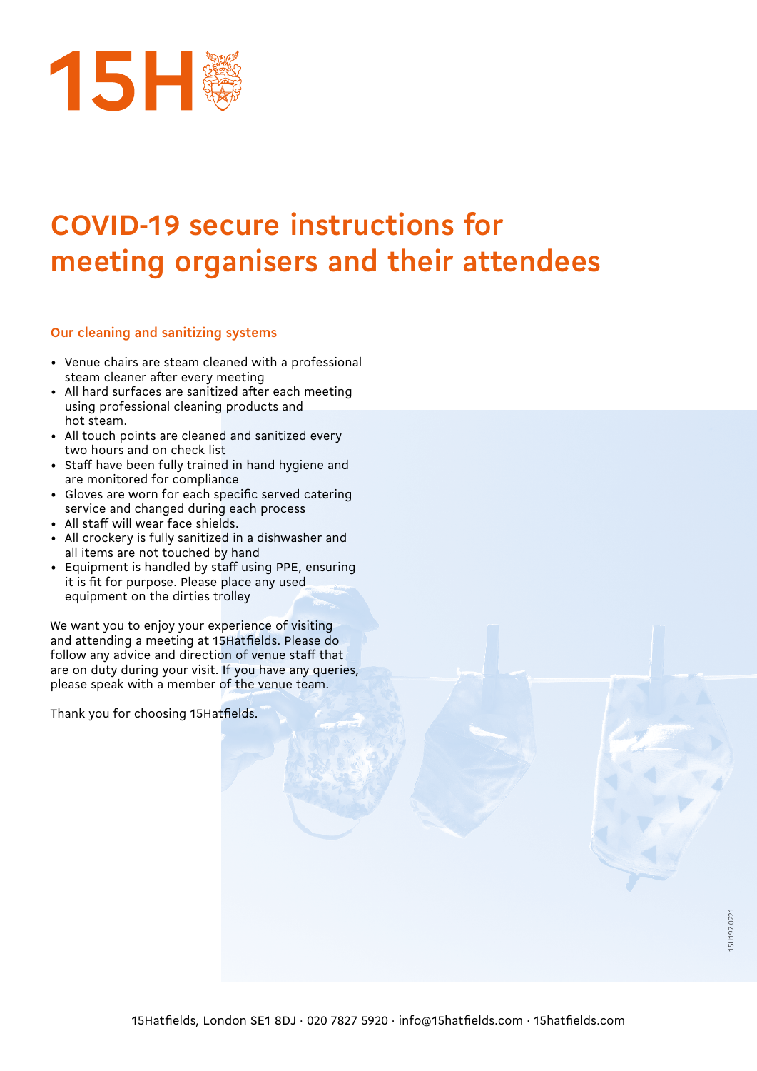# COVID-19 secure instructions for meeting organisers and their attendees

### Our cleaning and sanitizing systems

- Venue chairs are steam cleaned with a professional steam cleaner after every meeting
- All hard surfaces are sanitized after each meeting using professional cleaning products and hot steam.
- All touch points are cleaned and sanitized every two hours and on check list
- Staff have been fully trained in hand hygiene and are monitored for compliance
- Gloves are worn for each specific served catering service and changed during each process
- All staff will wear face shields.
- All crockery is fully sanitized in a dishwasher and all items are not touched by hand
- Equipment is handled by staff using PPE, ensuring it is fit for purpose. Please place any used equipment on the dirties trolley

We want you to enjoy your experience of visiting and attending a meeting at 15Hatfields. Please do follow any advice and direction of venue staff that are on duty during your visit. If you have any queries, please speak with a member of the venue team.

Thank you for choosing 15Hatfields.

15H197.0221

15Hatfields, London SE1 8DJ · 020 7827 5920 · info@15hatfields.com · 15hatfields.com